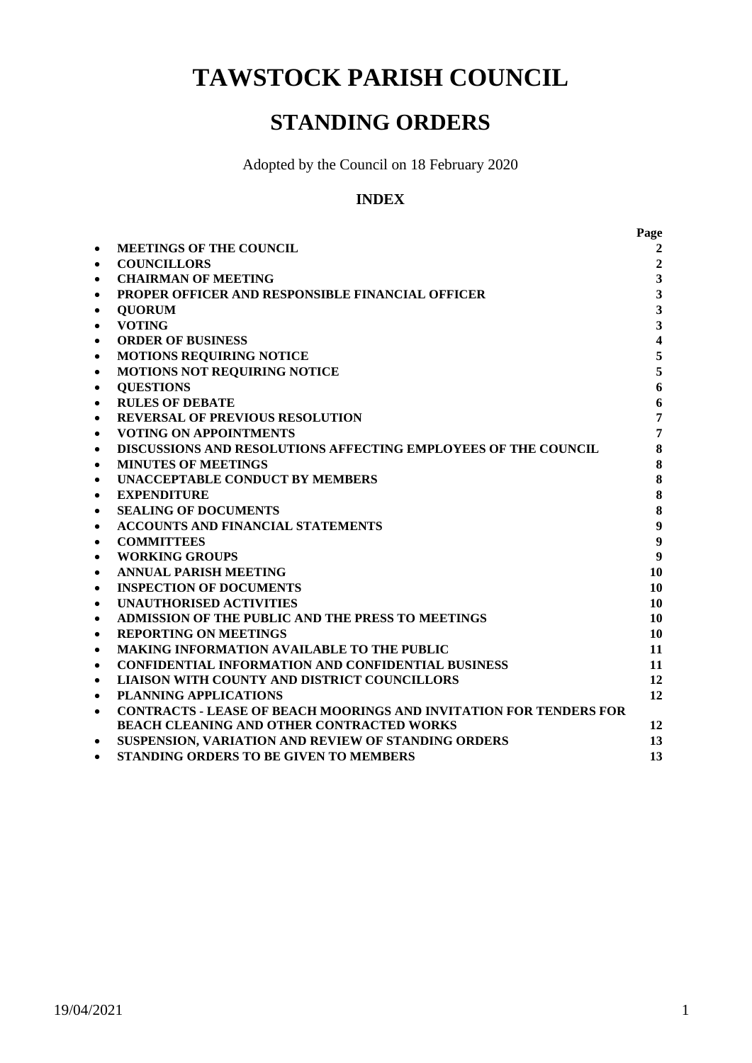# TAWSTOCK PARISH COUNCIL

## STANDING ORDERS

Adopted by the Council on 18 February 2020

### INDEX

| | Page |
|---|---|
| • **MEETINGS OF THE COUNCIL** | **2** |
| • **COUNCILLORS** | **2** |
| • **CHAIRMAN OF MEETING** | **3** |
| • **PROPER OFFICER AND RESPONSIBLE FINANCIAL OFFICER** | **3** |
| • **QUORUM** | **3** |
| • **VOTING** | **3** |
| • **ORDER OF BUSINESS** | **4** |
| • **MOTIONS REQUIRING NOTICE** | **5** |
| • **MOTIONS NOT REQUIRING NOTICE** | **5** |
| • **QUESTIONS** | **6** |
| • **RULES OF DEBATE** | **6** |
| • **REVERSAL OF PREVIOUS RESOLUTION** | **7** |
| • **VOTING ON APPOINTMENTS** | **7** |
| • **DISCUSSIONS AND RESOLUTIONS AFFECTING EMPLOYEES OF THE COUNCIL** | **8** |
| • **MINUTES OF MEETINGS** | **8** |
| • **UNACCEPTABLE CONDUCT BY MEMBERS** | **8** |
| • **EXPENDITURE** | **8** |
| • **SEALING OF DOCUMENTS** | **8** |
| • **ACCOUNTS AND FINANCIAL STATEMENTS** | **9** |
| • **COMMITTEES** | **9** |
| • **WORKING GROUPS** | **9** |
| • **ANNUAL PARISH MEETING** | **10** |
| • **INSPECTION OF DOCUMENTS** | **10** |
| • **UNAUTHORISED ACTIVITIES** | **10** |
| • **ADMISSION OF THE PUBLIC AND THE PRESS TO MEETINGS** | **10** |
| • **REPORTING ON MEETINGS** | **10** |
| • **MAKING INFORMATION AVAILABLE TO THE PUBLIC** | **11** |
| • **CONFIDENTIAL INFORMATION AND CONFIDENTIAL BUSINESS** | **11** |
| • **LIAISON WITH COUNTY AND DISTRICT COUNCILLORS** | **12** |
| • **PLANNING APPLICATIONS** | **12** |
| • **CONTRACTS - LEASE OF BEACH MOORINGS AND INVITATION FOR TENDERS FOR BEACH CLEANING AND OTHER CONTRACTED WORKS** | **12** |
| • **SUSPENSION, VARIATION AND REVIEW OF STANDING ORDERS** | **13** |
| • **STANDING ORDERS TO BE GIVEN TO MEMBERS** | **13** |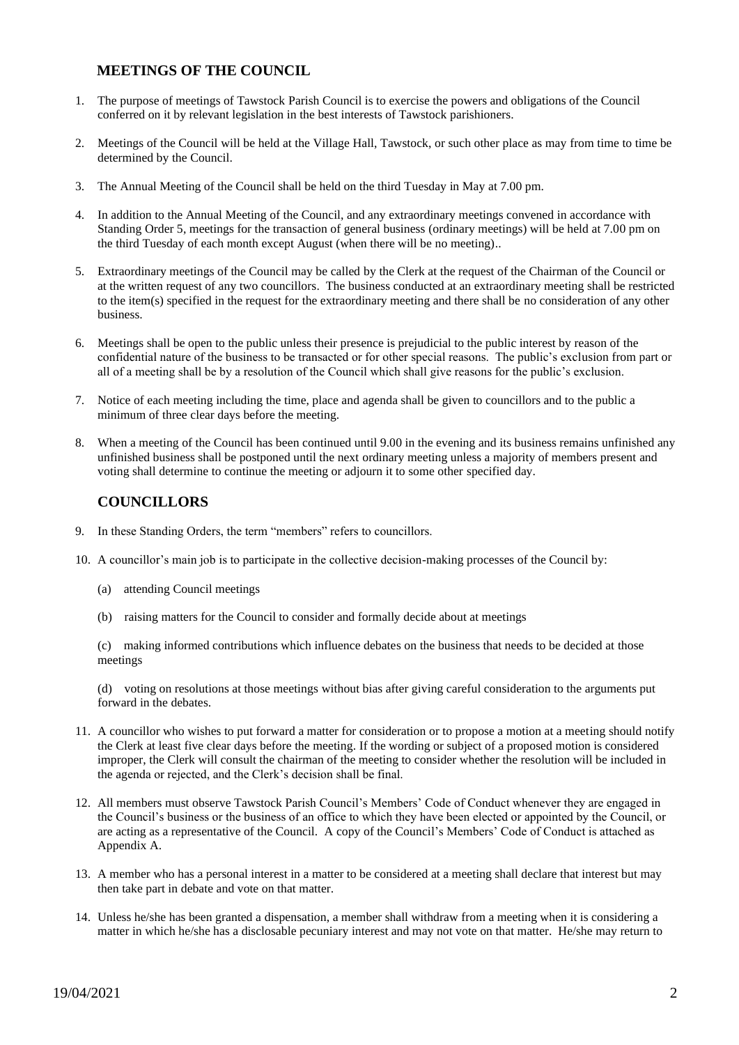## MEETINGS OF THE COUNCIL

1. The purpose of meetings of Tawstock Parish Council is to exercise the powers and obligations of the Council conferred on it by relevant legislation in the best interests of Tawstock parishioners.

2. Meetings of the Council will be held at the Village Hall, Tawstock, or such other place as may from time to time be determined by the Council.

3. The Annual Meeting of the Council shall be held on the third Tuesday in May at 7.00 pm.

4. In addition to the Annual Meeting of the Council, and any extraordinary meetings convened in accordance with Standing Order 5, meetings for the transaction of general business (ordinary meetings) will be held at 7.00 pm on the third Tuesday of each month except August (when there will be no meeting)..

5. Extraordinary meetings of the Council may be called by the Clerk at the request of the Chairman of the Council or at the written request of any two councillors. The business conducted at an extraordinary meeting shall be restricted to the item(s) specified in the request for the extraordinary meeting and there shall be no consideration of any other business.

6. Meetings shall be open to the public unless their presence is prejudicial to the public interest by reason of the confidential nature of the business to be transacted or for other special reasons. The public's exclusion from part or all of a meeting shall be by a resolution of the Council which shall give reasons for the public's exclusion.

7. Notice of each meeting including the time, place and agenda shall be given to councillors and to the public a minimum of three clear days before the meeting.

8. When a meeting of the Council has been continued until 9.00 in the evening and its business remains unfinished any unfinished business shall be postponed until the next ordinary meeting unless a majority of members present and voting shall determine to continue the meeting or adjourn it to some other specified day.

## COUNCILLORS

9. In these Standing Orders, the term "members" refers to councillors.

10. A councillor's main job is to participate in the collective decision-making processes of the Council by:

    (a) attending Council meetings

    (b) raising matters for the Council to consider and formally decide about at meetings

    (c) making informed contributions which influence debates on the business that needs to be decided at those meetings

    (d) voting on resolutions at those meetings without bias after giving careful consideration to the arguments put forward in the debates.

11. A councillor who wishes to put forward a matter for consideration or to propose a motion at a meeting should notify the Clerk at least five clear days before the meeting. If the wording or subject of a proposed motion is considered improper, the Clerk will consult the chairman of the meeting to consider whether the resolution will be included in the agenda or rejected, and the Clerk's decision shall be final.

12. All members must observe Tawstock Parish Council's Members' Code of Conduct whenever they are engaged in the Council's business or the business of an office to which they have been elected or appointed by the Council, or are acting as a representative of the Council. A copy of the Council's Members' Code of Conduct is attached as Appendix A.

13. A member who has a personal interest in a matter to be considered at a meeting shall declare that interest but may then take part in debate and vote on that matter.

14. Unless he/she has been granted a dispensation, a member shall withdraw from a meeting when it is considering a matter in which he/she has a disclosable pecuniary interest and may not vote on that matter. He/she may return to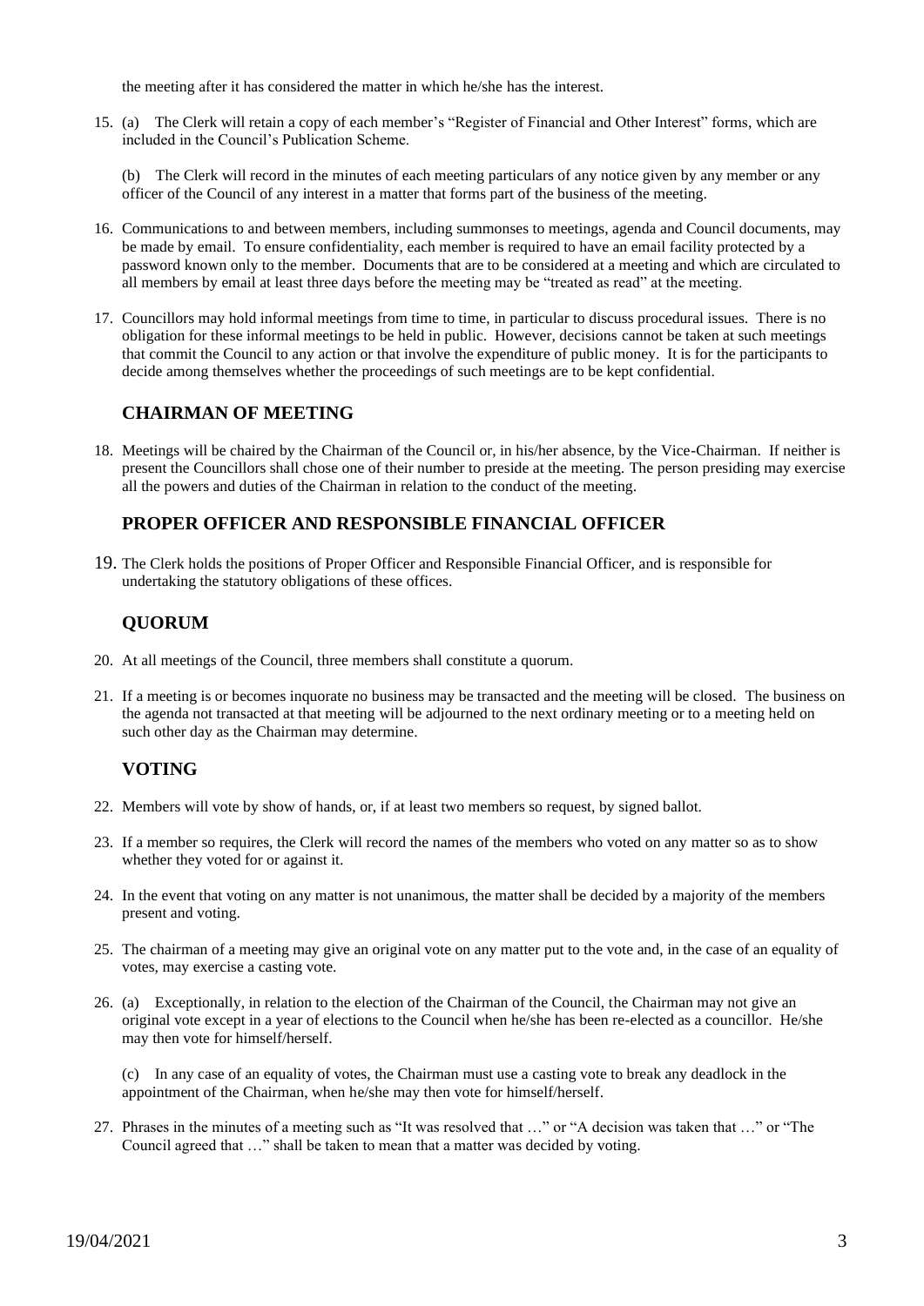the meeting after it has considered the matter in which he/she has the interest.

15. (a) The Clerk will retain a copy of each member's "Register of Financial and Other Interest" forms, which are included in the Council's Publication Scheme.

    (b) The Clerk will record in the minutes of each meeting particulars of any notice given by any member or any officer of the Council of any interest in a matter that forms part of the business of the meeting.

16. Communications to and between members, including summonses to meetings, agenda and Council documents, may be made by email. To ensure confidentiality, each member is required to have an email facility protected by a password known only to the member. Documents that are to be considered at a meeting and which are circulated to all members by email at least three days before the meeting may be "treated as read" at the meeting.

17. Councillors may hold informal meetings from time to time, in particular to discuss procedural issues. There is no obligation for these informal meetings to be held in public. However, decisions cannot be taken at such meetings that commit the Council to any action or that involve the expenditure of public money. It is for the participants to decide among themselves whether the proceedings of such meetings are to be kept confidential.

## CHAIRMAN OF MEETING

18. Meetings will be chaired by the Chairman of the Council or, in his/her absence, by the Vice-Chairman. If neither is present the Councillors shall chose one of their number to preside at the meeting. The person presiding may exercise all the powers and duties of the Chairman in relation to the conduct of the meeting.

## PROPER OFFICER AND RESPONSIBLE FINANCIAL OFFICER

19. The Clerk holds the positions of Proper Officer and Responsible Financial Officer, and is responsible for undertaking the statutory obligations of these offices.

## QUORUM

20. At all meetings of the Council, three members shall constitute a quorum.

21. If a meeting is or becomes inquorate no business may be transacted and the meeting will be closed. The business on the agenda not transacted at that meeting will be adjourned to the next ordinary meeting or to a meeting held on such other day as the Chairman may determine.

## VOTING

22. Members will vote by show of hands, or, if at least two members so request, by signed ballot.

23. If a member so requires, the Clerk will record the names of the members who voted on any matter so as to show whether they voted for or against it.

24. In the event that voting on any matter is not unanimous, the matter shall be decided by a majority of the members present and voting.

25. The chairman of a meeting may give an original vote on any matter put to the vote and, in the case of an equality of votes, may exercise a casting vote.

26. (a) Exceptionally, in relation to the election of the Chairman of the Council, the Chairman may not give an original vote except in a year of elections to the Council when he/she has been re-elected as a councillor. He/she may then vote for himself/herself.

    (c) In any case of an equality of votes, the Chairman must use a casting vote to break any deadlock in the appointment of the Chairman, when he/she may then vote for himself/herself.

27. Phrases in the minutes of a meeting such as "It was resolved that …" or "A decision was taken that …" or "The Council agreed that …" shall be taken to mean that a matter was decided by voting.

19/04/2021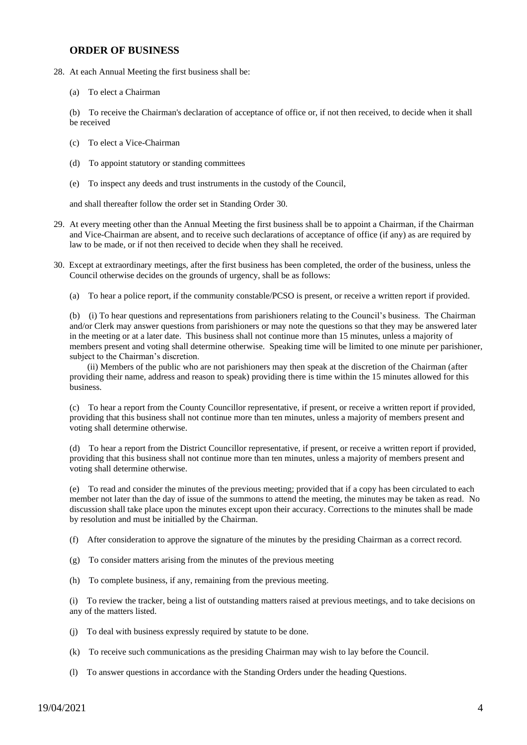## ORDER OF BUSINESS

28. At each Annual Meeting the first business shall be:

    (a) To elect a Chairman

    (b) To receive the Chairman's declaration of acceptance of office or, if not then received, to decide when it shall be received

    (c) To elect a Vice-Chairman

    (d) To appoint statutory or standing committees

    (e) To inspect any deeds and trust instruments in the custody of the Council,

    and shall thereafter follow the order set in Standing Order 30.

29. At every meeting other than the Annual Meeting the first business shall be to appoint a Chairman, if the Chairman and Vice-Chairman are absent, and to receive such declarations of acceptance of office (if any) as are required by law to be made, or if not then received to decide when they shall he received.

30. Except at extraordinary meetings, after the first business has been completed, the order of the business, unless the Council otherwise decides on the grounds of urgency, shall be as follows:

    (a) To hear a police report, if the community constable/PCSO is present, or receive a written report if provided.

    (b) (i) To hear questions and representations from parishioners relating to the Council's business. The Chairman and/or Clerk may answer questions from parishioners or may note the questions so that they may be answered later in the meeting or at a later date. This business shall not continue more than 15 minutes, unless a majority of members present and voting shall determine otherwise. Speaking time will be limited to one minute per parishioner, subject to the Chairman's discretion.

    (ii) Members of the public who are not parishioners may then speak at the discretion of the Chairman (after providing their name, address and reason to speak) providing there is time within the 15 minutes allowed for this business.

    (c) To hear a report from the County Councillor representative, if present, or receive a written report if provided, providing that this business shall not continue more than ten minutes, unless a majority of members present and voting shall determine otherwise.

    (d) To hear a report from the District Councillor representative, if present, or receive a written report if provided, providing that this business shall not continue more than ten minutes, unless a majority of members present and voting shall determine otherwise.

    (e) To read and consider the minutes of the previous meeting; provided that if a copy has been circulated to each member not later than the day of issue of the summons to attend the meeting, the minutes may be taken as read. No discussion shall take place upon the minutes except upon their accuracy. Corrections to the minutes shall be made by resolution and must be initialled by the Chairman.

    (f) After consideration to approve the signature of the minutes by the presiding Chairman as a correct record.

    (g) To consider matters arising from the minutes of the previous meeting

    (h) To complete business, if any, remaining from the previous meeting.

    (i) To review the tracker, being a list of outstanding matters raised at previous meetings, and to take decisions on any of the matters listed.

    (j) To deal with business expressly required by statute to be done.

    (k) To receive such communications as the presiding Chairman may wish to lay before the Council.

    (l) To answer questions in accordance with the Standing Orders under the heading Questions.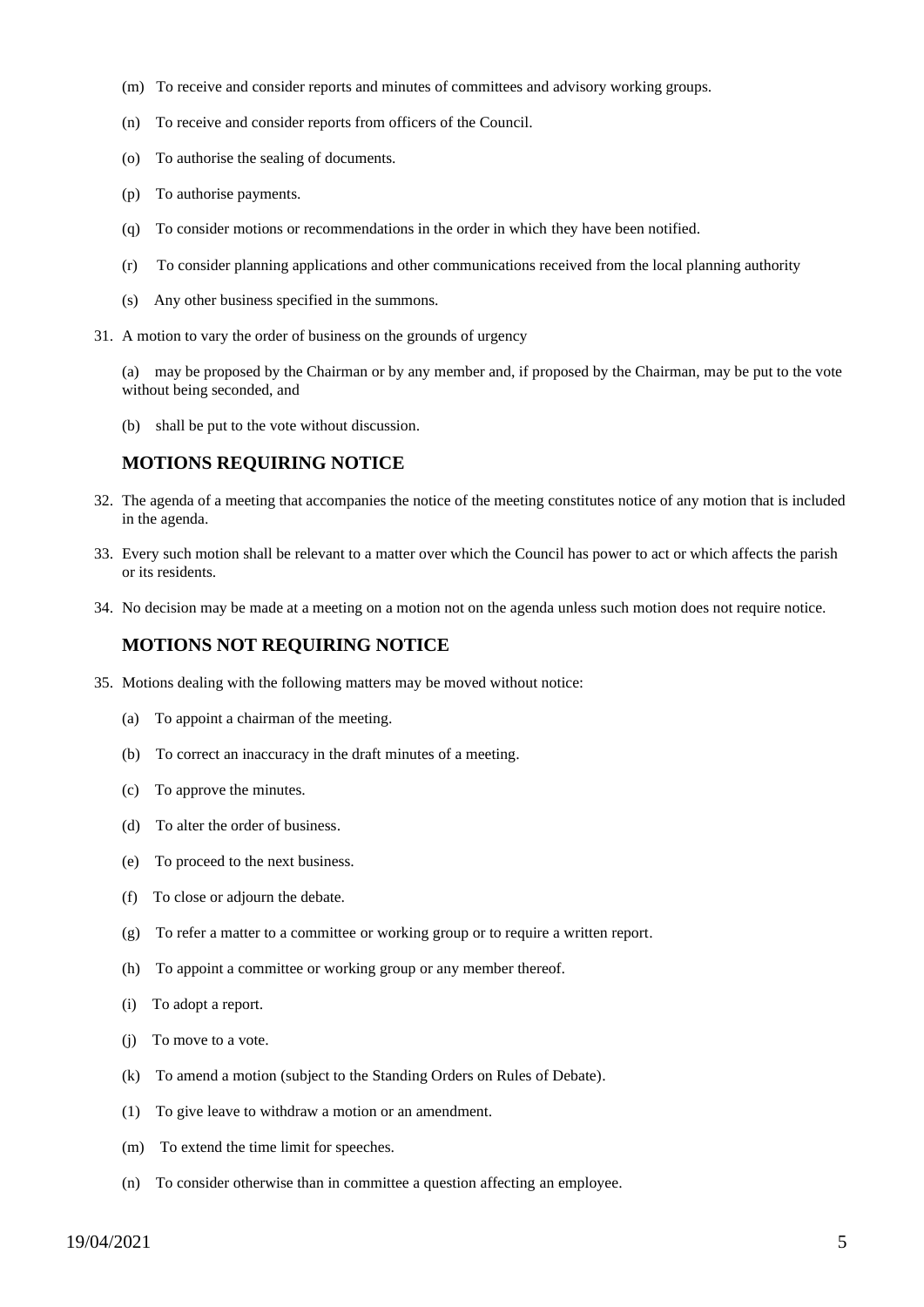(m) To receive and consider reports and minutes of committees and advisory working groups.

(n) To receive and consider reports from officers of the Council.

(o) To authorise the sealing of documents.

(p) To authorise payments.

(q) To consider motions or recommendations in the order in which they have been notified.

(r) To consider planning applications and other communications received from the local planning authority

(s) Any other business specified in the summons.

31. A motion to vary the order of business on the grounds of urgency

    (a) may be proposed by the Chairman or by any member and, if proposed by the Chairman, may be put to the vote without being seconded, and

    (b) shall be put to the vote without discussion.

## MOTIONS REQUIRING NOTICE

32. The agenda of a meeting that accompanies the notice of the meeting constitutes notice of any motion that is included in the agenda.

33. Every such motion shall be relevant to a matter over which the Council has power to act or which affects the parish or its residents.

34. No decision may be made at a meeting on a motion not on the agenda unless such motion does not require notice.

## MOTIONS NOT REQUIRING NOTICE

35. Motions dealing with the following matters may be moved without notice:

    (a) To appoint a chairman of the meeting.

    (b) To correct an inaccuracy in the draft minutes of a meeting.

    (c) To approve the minutes.

    (d) To alter the order of business.

    (e) To proceed to the next business.

    (f) To close or adjourn the debate.

    (g) To refer a matter to a committee or working group or to require a written report.

    (h) To appoint a committee or working group or any member thereof.

    (i) To adopt a report.

    (j) To move to a vote.

    (k) To amend a motion (subject to the Standing Orders on Rules of Debate).

    (1) To give leave to withdraw a motion or an amendment.

    (m) To extend the time limit for speeches.

    (n) To consider otherwise than in committee a question affecting an employee.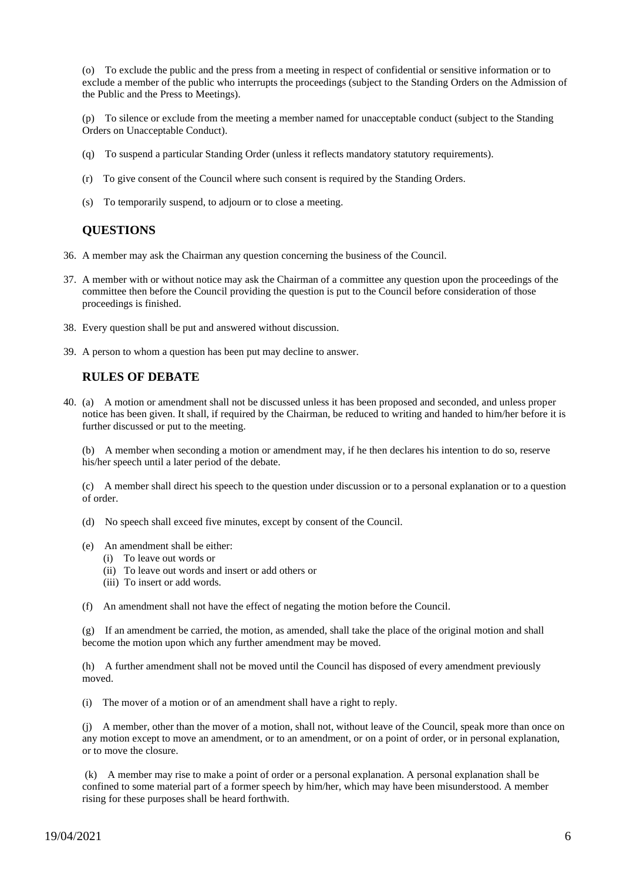(o) To exclude the public and the press from a meeting in respect of confidential or sensitive information or to exclude a member of the public who interrupts the proceedings (subject to the Standing Orders on the Admission of the Public and the Press to Meetings).

(p) To silence or exclude from the meeting a member named for unacceptable conduct (subject to the Standing Orders on Unacceptable Conduct).

(q) To suspend a particular Standing Order (unless it reflects mandatory statutory requirements).

(r) To give consent of the Council where such consent is required by the Standing Orders.

(s) To temporarily suspend, to adjourn or to close a meeting.

## QUESTIONS

36. A member may ask the Chairman any question concerning the business of the Council.

37. A member with or without notice may ask the Chairman of a committee any question upon the proceedings of the committee then before the Council providing the question is put to the Council before consideration of those proceedings is finished.

38. Every question shall be put and answered without discussion.

39. A person to whom a question has been put may decline to answer.

## RULES OF DEBATE

40. (a) A motion or amendment shall not be discussed unless it has been proposed and seconded, and unless proper notice has been given. It shall, if required by the Chairman, be reduced to writing and handed to him/her before it is further discussed or put to the meeting.

    (b) A member when seconding a motion or amendment may, if he then declares his intention to do so, reserve his/her speech until a later period of the debate.

    (c) A member shall direct his speech to the question under discussion or to a personal explanation or to a question of order.

    (d) No speech shall exceed five minutes, except by consent of the Council.

    (e) An amendment shall be either:
    - (i) To leave out words or
    - (ii) To leave out words and insert or add others or
    - (iii) To insert or add words.

    (f) An amendment shall not have the effect of negating the motion before the Council.

    (g) If an amendment be carried, the motion, as amended, shall take the place of the original motion and shall become the motion upon which any further amendment may be moved.

    (h) A further amendment shall not be moved until the Council has disposed of every amendment previously moved.

    (i) The mover of a motion or of an amendment shall have a right to reply.

    (j) A member, other than the mover of a motion, shall not, without leave of the Council, speak more than once on any motion except to move an amendment, or to an amendment, or on a point of order, or in personal explanation, or to move the closure.

    (k) A member may rise to make a point of order or a personal explanation. A personal explanation shall be confined to some material part of a former speech by him/her, which may have been misunderstood. A member rising for these purposes shall be heard forthwith.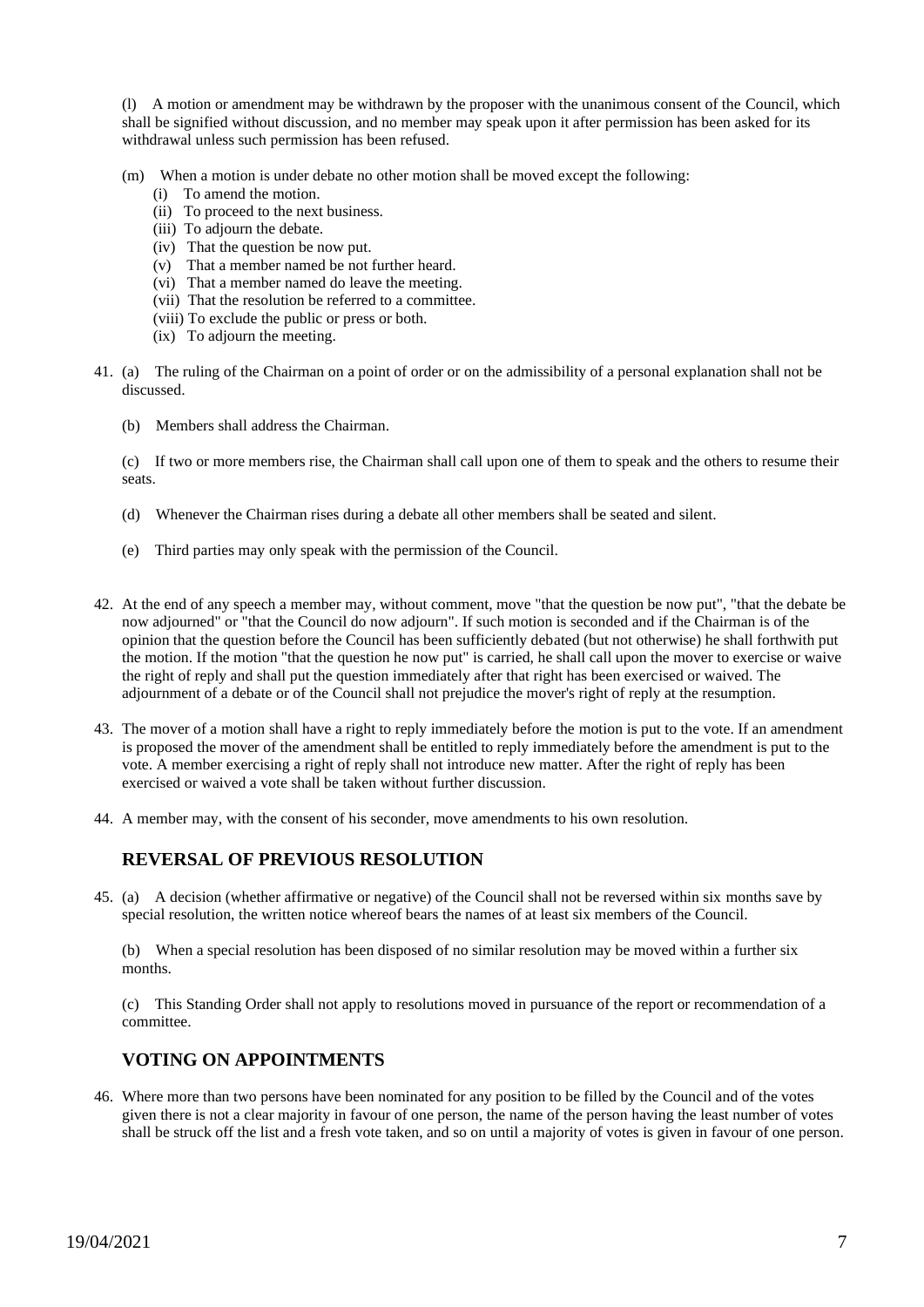(l) A motion or amendment may be withdrawn by the proposer with the unanimous consent of the Council, which shall be signified without discussion, and no member may speak upon it after permission has been asked for its withdrawal unless such permission has been refused.

(m) When a motion is under debate no other motion shall be moved except the following:

- (i) To amend the motion.
- (ii) To proceed to the next business.
- (iii) To adjourn the debate.
- (iv) That the question be now put.
- (v) That a member named be not further heard.
- (vi) That a member named do leave the meeting.
- (vii) That the resolution be referred to a committee.
- (viii) To exclude the public or press or both.
- (ix) To adjourn the meeting.

41. (a) The ruling of the Chairman on a point of order or on the admissibility of a personal explanation shall not be discussed.

(b) Members shall address the Chairman.

(c) If two or more members rise, the Chairman shall call upon one of them to speak and the others to resume their seats.

(d) Whenever the Chairman rises during a debate all other members shall be seated and silent.

(e) Third parties may only speak with the permission of the Council.

42. At the end of any speech a member may, without comment, move "that the question be now put", "that the debate be now adjourned" or "that the Council do now adjourn". If such motion is seconded and if the Chairman is of the opinion that the question before the Council has been sufficiently debated (but not otherwise) he shall forthwith put the motion. If the motion "that the question he now put" is carried, he shall call upon the mover to exercise or waive the right of reply and shall put the question immediately after that right has been exercised or waived. The adjournment of a debate or of the Council shall not prejudice the mover's right of reply at the resumption.

43. The mover of a motion shall have a right to reply immediately before the motion is put to the vote. If an amendment is proposed the mover of the amendment shall be entitled to reply immediately before the amendment is put to the vote. A member exercising a right of reply shall not introduce new matter. After the right of reply has been exercised or waived a vote shall be taken without further discussion.

44. A member may, with the consent of his seconder, move amendments to his own resolution.

## REVERSAL OF PREVIOUS RESOLUTION

45. (a) A decision (whether affirmative or negative) of the Council shall not be reversed within six months save by special resolution, the written notice whereof bears the names of at least six members of the Council.

(b) When a special resolution has been disposed of no similar resolution may be moved within a further six months.

(c) This Standing Order shall not apply to resolutions moved in pursuance of the report or recommendation of a committee.

## VOTING ON APPOINTMENTS

46. Where more than two persons have been nominated for any position to be filled by the Council and of the votes given there is not a clear majority in favour of one person, the name of the person having the least number of votes shall be struck off the list and a fresh vote taken, and so on until a majority of votes is given in favour of one person.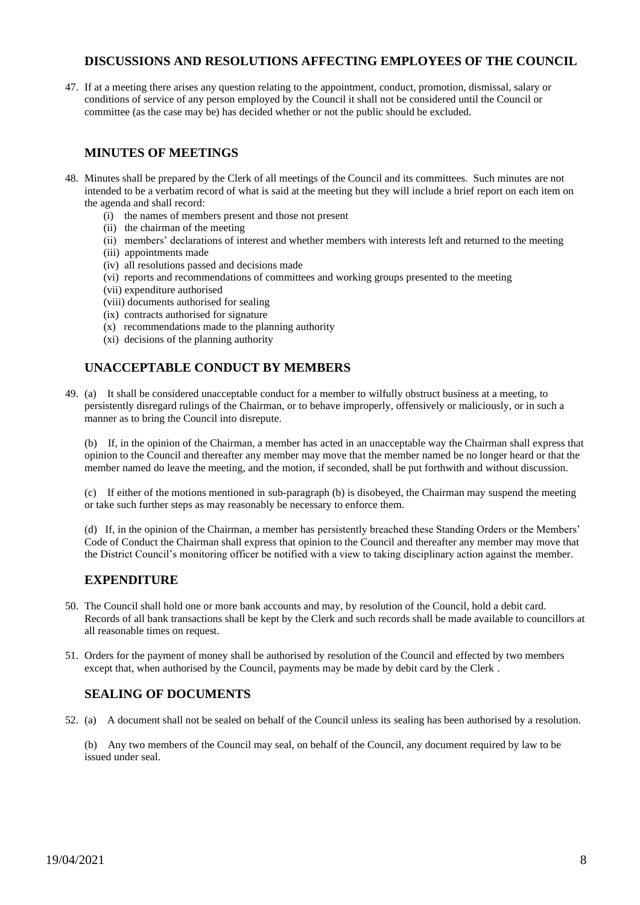## DISCUSSIONS AND RESOLUTIONS AFFECTING EMPLOYEES OF THE COUNCIL

47. If at a meeting there arises any question relating to the appointment, conduct, promotion, dismissal, salary or conditions of service of any person employed by the Council it shall not be considered until the Council or committee (as the case may be) has decided whether or not the public should be excluded.

## MINUTES OF MEETINGS

48. Minutes shall be prepared by the Clerk of all meetings of the Council and its committees. Such minutes are not intended to be a verbatim record of what is said at the meeting but they will include a brief report on each item on the agenda and shall record:
    - (i) the names of members present and those not present
    - (ii) the chairman of the meeting
    - (ii) members' declarations of interest and whether members with interests left and returned to the meeting
    - (iii) appointments made
    - (iv) all resolutions passed and decisions made
    - (vi) reports and recommendations of committees and working groups presented to the meeting
    - (vii) expenditure authorised
    - (viii) documents authorised for sealing
    - (ix) contracts authorised for signature
    - (x) recommendations made to the planning authority
    - (xi) decisions of the planning authority

## UNACCEPTABLE CONDUCT BY MEMBERS

49. (a) It shall be considered unacceptable conduct for a member to wilfully obstruct business at a meeting, to persistently disregard rulings of the Chairman, or to behave improperly, offensively or maliciously, or in such a manner as to bring the Council into disrepute.

    (b) If, in the opinion of the Chairman, a member has acted in an unacceptable way the Chairman shall express that opinion to the Council and thereafter any member may move that the member named be no longer heard or that the member named do leave the meeting, and the motion, if seconded, shall be put forthwith and without discussion.

    (c) If either of the motions mentioned in sub-paragraph (b) is disobeyed, the Chairman may suspend the meeting or take such further steps as may reasonably be necessary to enforce them.

    (d) If, in the opinion of the Chairman, a member has persistently breached these Standing Orders or the Members' Code of Conduct the Chairman shall express that opinion to the Council and thereafter any member may move that the District Council's monitoring officer be notified with a view to taking disciplinary action against the member.

## EXPENDITURE

50. The Council shall hold one or more bank accounts and may, by resolution of the Council, hold a debit card. Records of all bank transactions shall be kept by the Clerk and such records shall be made available to councillors at all reasonable times on request.

51. Orders for the payment of money shall be authorised by resolution of the Council and effected by two members except that, when authorised by the Council, payments may be made by debit card by the Clerk .

## SEALING OF DOCUMENTS

52. (a) A document shall not be sealed on behalf of the Council unless its sealing has been authorised by a resolution.

    (b) Any two members of the Council may seal, on behalf of the Council, any document required by law to be issued under seal.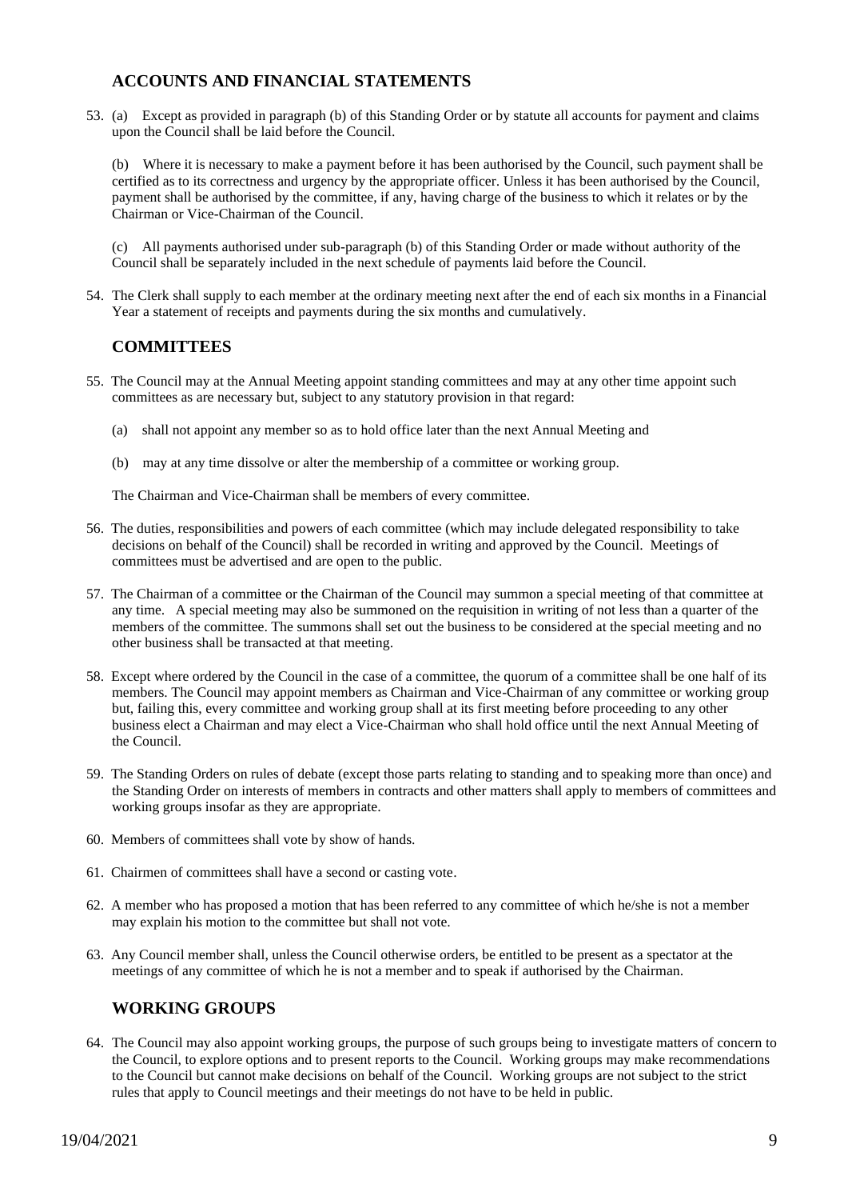## ACCOUNTS AND FINANCIAL STATEMENTS

53. (a) Except as provided in paragraph (b) of this Standing Order or by statute all accounts for payment and claims upon the Council shall be laid before the Council.

    (b) Where it is necessary to make a payment before it has been authorised by the Council, such payment shall be certified as to its correctness and urgency by the appropriate officer. Unless it has been authorised by the Council, payment shall be authorised by the committee, if any, having charge of the business to which it relates or by the Chairman or Vice-Chairman of the Council.

    (c) All payments authorised under sub-paragraph (b) of this Standing Order or made without authority of the Council shall be separately included in the next schedule of payments laid before the Council.

54. The Clerk shall supply to each member at the ordinary meeting next after the end of each six months in a Financial Year a statement of receipts and payments during the six months and cumulatively.

## COMMITTEES

55. The Council may at the Annual Meeting appoint standing committees and may at any other time appoint such committees as are necessary but, subject to any statutory provision in that regard:

    (a) shall not appoint any member so as to hold office later than the next Annual Meeting and

    (b) may at any time dissolve or alter the membership of a committee or working group.

    The Chairman and Vice-Chairman shall be members of every committee.

56. The duties, responsibilities and powers of each committee (which may include delegated responsibility to take decisions on behalf of the Council) shall be recorded in writing and approved by the Council. Meetings of committees must be advertised and are open to the public.

57. The Chairman of a committee or the Chairman of the Council may summon a special meeting of that committee at any time. A special meeting may also be summoned on the requisition in writing of not less than a quarter of the members of the committee. The summons shall set out the business to be considered at the special meeting and no other business shall be transacted at that meeting.

58. Except where ordered by the Council in the case of a committee, the quorum of a committee shall be one half of its members. The Council may appoint members as Chairman and Vice-Chairman of any committee or working group but, failing this, every committee and working group shall at its first meeting before proceeding to any other business elect a Chairman and may elect a Vice-Chairman who shall hold office until the next Annual Meeting of the Council.

59. The Standing Orders on rules of debate (except those parts relating to standing and to speaking more than once) and the Standing Order on interests of members in contracts and other matters shall apply to members of committees and working groups insofar as they are appropriate.

60. Members of committees shall vote by show of hands.

61. Chairmen of committees shall have a second or casting vote.

62. A member who has proposed a motion that has been referred to any committee of which he/she is not a member may explain his motion to the committee but shall not vote.

63. Any Council member shall, unless the Council otherwise orders, be entitled to be present as a spectator at the meetings of any committee of which he is not a member and to speak if authorised by the Chairman.

## WORKING GROUPS

64. The Council may also appoint working groups, the purpose of such groups being to investigate matters of concern to the Council, to explore options and to present reports to the Council. Working groups may make recommendations to the Council but cannot make decisions on behalf of the Council. Working groups are not subject to the strict rules that apply to Council meetings and their meetings do not have to be held in public.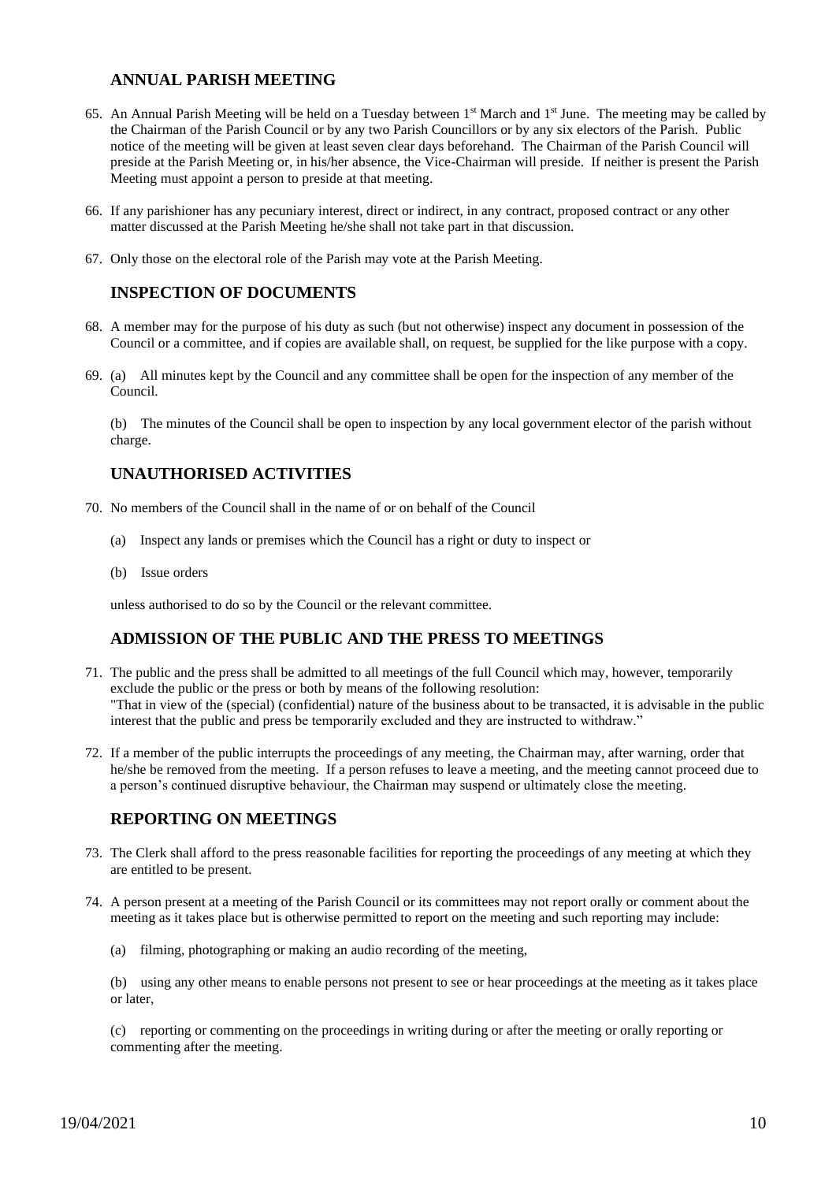## ANNUAL PARISH MEETING

65. An Annual Parish Meeting will be held on a Tuesday between 1st March and 1st June. The meeting may be called by the Chairman of the Parish Council or by any two Parish Councillors or by any six electors of the Parish. Public notice of the meeting will be given at least seven clear days beforehand. The Chairman of the Parish Council will preside at the Parish Meeting or, in his/her absence, the Vice-Chairman will preside. If neither is present the Parish Meeting must appoint a person to preside at that meeting.

66. If any parishioner has any pecuniary interest, direct or indirect, in any contract, proposed contract or any other matter discussed at the Parish Meeting he/she shall not take part in that discussion.

67. Only those on the electoral role of the Parish may vote at the Parish Meeting.

## INSPECTION OF DOCUMENTS

68. A member may for the purpose of his duty as such (but not otherwise) inspect any document in possession of the Council or a committee, and if copies are available shall, on request, be supplied for the like purpose with a copy.

69. (a) All minutes kept by the Council and any committee shall be open for the inspection of any member of the Council.

    (b) The minutes of the Council shall be open to inspection by any local government elector of the parish without charge.

## UNAUTHORISED ACTIVITIES

70. No members of the Council shall in the name of or on behalf of the Council

    (a) Inspect any lands or premises which the Council has a right or duty to inspect or

    (b) Issue orders

    unless authorised to do so by the Council or the relevant committee.

## ADMISSION OF THE PUBLIC AND THE PRESS TO MEETINGS

71. The public and the press shall be admitted to all meetings of the full Council which may, however, temporarily exclude the public or the press or both by means of the following resolution:
    "That in view of the (special) (confidential) nature of the business about to be transacted, it is advisable in the public interest that the public and press be temporarily excluded and they are instructed to withdraw."

72. If a member of the public interrupts the proceedings of any meeting, the Chairman may, after warning, order that he/she be removed from the meeting. If a person refuses to leave a meeting, and the meeting cannot proceed due to a person's continued disruptive behaviour, the Chairman may suspend or ultimately close the meeting.

## REPORTING ON MEETINGS

73. The Clerk shall afford to the press reasonable facilities for reporting the proceedings of any meeting at which they are entitled to be present.

74. A person present at a meeting of the Parish Council or its committees may not report orally or comment about the meeting as it takes place but is otherwise permitted to report on the meeting and such reporting may include:

    (a) filming, photographing or making an audio recording of the meeting,

    (b) using any other means to enable persons not present to see or hear proceedings at the meeting as it takes place or later,

    (c) reporting or commenting on the proceedings in writing during or after the meeting or orally reporting or commenting after the meeting.

19/04/2021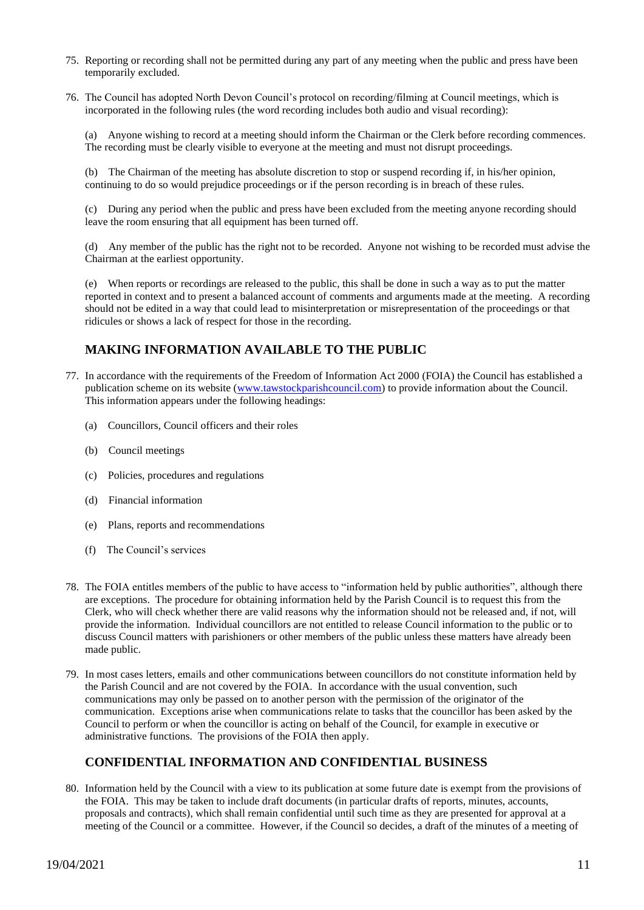75. Reporting or recording shall not be permitted during any part of any meeting when the public and press have been temporarily excluded.

76. The Council has adopted North Devon Council's protocol on recording/filming at Council meetings, which is incorporated in the following rules (the word recording includes both audio and visual recording):

    (a) Anyone wishing to record at a meeting should inform the Chairman or the Clerk before recording commences. The recording must be clearly visible to everyone at the meeting and must not disrupt proceedings.

    (b) The Chairman of the meeting has absolute discretion to stop or suspend recording if, in his/her opinion, continuing to do so would prejudice proceedings or if the person recording is in breach of these rules.

    (c) During any period when the public and press have been excluded from the meeting anyone recording should leave the room ensuring that all equipment has been turned off.

    (d) Any member of the public has the right not to be recorded. Anyone not wishing to be recorded must advise the Chairman at the earliest opportunity.

    (e) When reports or recordings are released to the public, this shall be done in such a way as to put the matter reported in context and to present a balanced account of comments and arguments made at the meeting. A recording should not be edited in a way that could lead to misinterpretation or misrepresentation of the proceedings or that ridicules or shows a lack of respect for those in the recording.

## MAKING INFORMATION AVAILABLE TO THE PUBLIC

77. In accordance with the requirements of the Freedom of Information Act 2000 (FOIA) the Council has established a publication scheme on its website (www.tawstockparishcouncil.com) to provide information about the Council. This information appears under the following headings:

    (a) Councillors, Council officers and their roles

    (b) Council meetings

    (c) Policies, procedures and regulations

    (d) Financial information

    (e) Plans, reports and recommendations

    (f) The Council's services

78. The FOIA entitles members of the public to have access to "information held by public authorities", although there are exceptions. The procedure for obtaining information held by the Parish Council is to request this from the Clerk, who will check whether there are valid reasons why the information should not be released and, if not, will provide the information. Individual councillors are not entitled to release Council information to the public or to discuss Council matters with parishioners or other members of the public unless these matters have already been made public.

79. In most cases letters, emails and other communications between councillors do not constitute information held by the Parish Council and are not covered by the FOIA. In accordance with the usual convention, such communications may only be passed on to another person with the permission of the originator of the communication. Exceptions arise when communications relate to tasks that the councillor has been asked by the Council to perform or when the councillor is acting on behalf of the Council, for example in executive or administrative functions. The provisions of the FOIA then apply.

## CONFIDENTIAL INFORMATION AND CONFIDENTIAL BUSINESS

80. Information held by the Council with a view to its publication at some future date is exempt from the provisions of the FOIA. This may be taken to include draft documents (in particular drafts of reports, minutes, accounts, proposals and contracts), which shall remain confidential until such time as they are presented for approval at a meeting of the Council or a committee. However, if the Council so decides, a draft of the minutes of a meeting of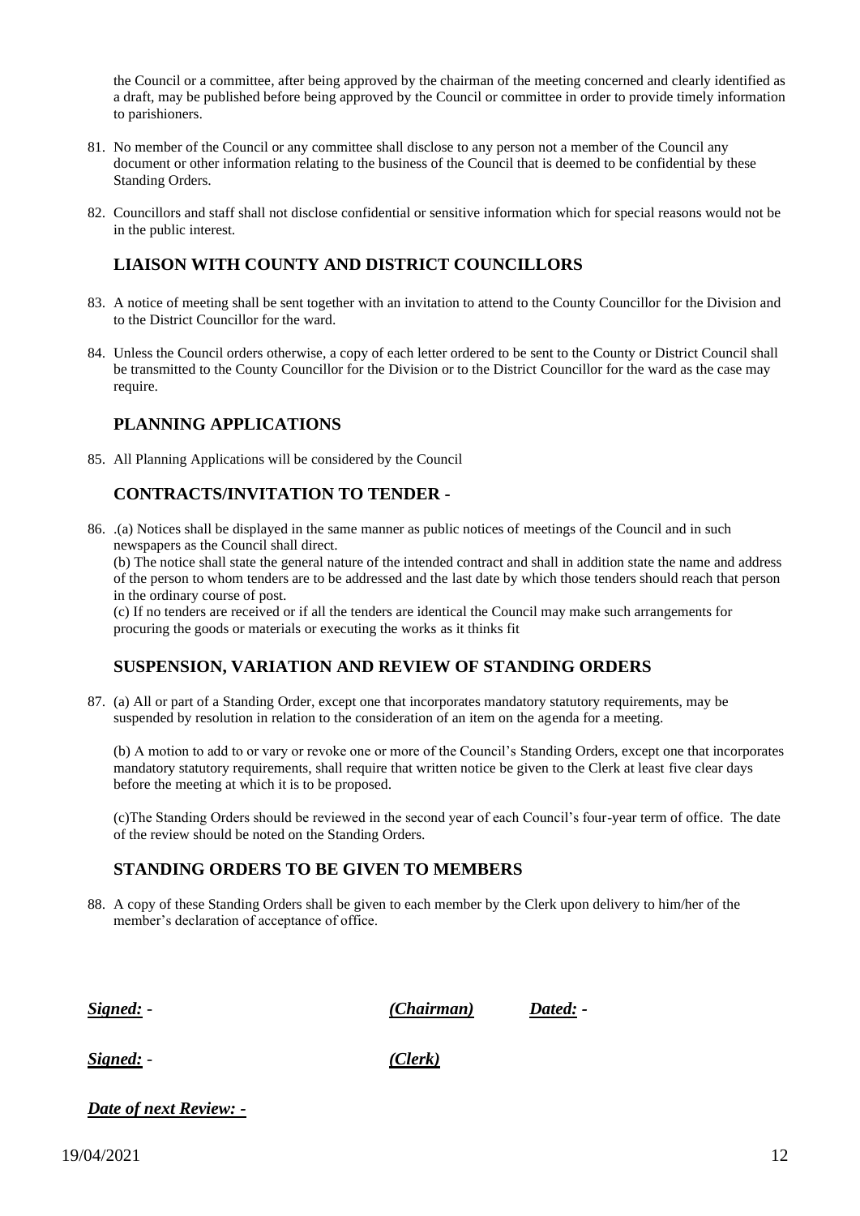the Council or a committee, after being approved by the chairman of the meeting concerned and clearly identified as a draft, may be published before being approved by the Council or committee in order to provide timely information to parishioners.

81. No member of the Council or any committee shall disclose to any person not a member of the Council any document or other information relating to the business of the Council that is deemed to be confidential by these Standing Orders.

82. Councillors and staff shall not disclose confidential or sensitive information which for special reasons would not be in the public interest.

## LIAISON WITH COUNTY AND DISTRICT COUNCILLORS

83. A notice of meeting shall be sent together with an invitation to attend to the County Councillor for the Division and to the District Councillor for the ward.

84. Unless the Council orders otherwise, a copy of each letter ordered to be sent to the County or District Council shall be transmitted to the County Councillor for the Division or to the District Councillor for the ward as the case may require.

## PLANNING APPLICATIONS

85. All Planning Applications will be considered by the Council

## CONTRACTS/INVITATION TO TENDER -

86. .(a) Notices shall be displayed in the same manner as public notices of meetings of the Council and in such newspapers as the Council shall direct.
(b) The notice shall state the general nature of the intended contract and shall in addition state the name and address of the person to whom tenders are to be addressed and the last date by which those tenders should reach that person in the ordinary course of post.
(c) If no tenders are received or if all the tenders are identical the Council may make such arrangements for procuring the goods or materials or executing the works as it thinks fit

## SUSPENSION, VARIATION AND REVIEW OF STANDING ORDERS

87. (a) All or part of a Standing Order, except one that incorporates mandatory statutory requirements, may be suspended by resolution in relation to the consideration of an item on the agenda for a meeting.

   (b) A motion to add to or vary or revoke one or more of the Council's Standing Orders, except one that incorporates mandatory statutory requirements, shall require that written notice be given to the Clerk at least five clear days before the meeting at which it is to be proposed.

   (c)The Standing Orders should be reviewed in the second year of each Council's four-year term of office. The date of the review should be noted on the Standing Orders.

## STANDING ORDERS TO BE GIVEN TO MEMBERS

88. A copy of these Standing Orders shall be given to each member by the Clerk upon delivery to him/her of the member's declaration of acceptance of office.

***Signed:*** - ***(Chairman)*** ***Dated: -***

***Signed:*** - ***(Clerk)***

***Date of next Review: -***

19/04/2021